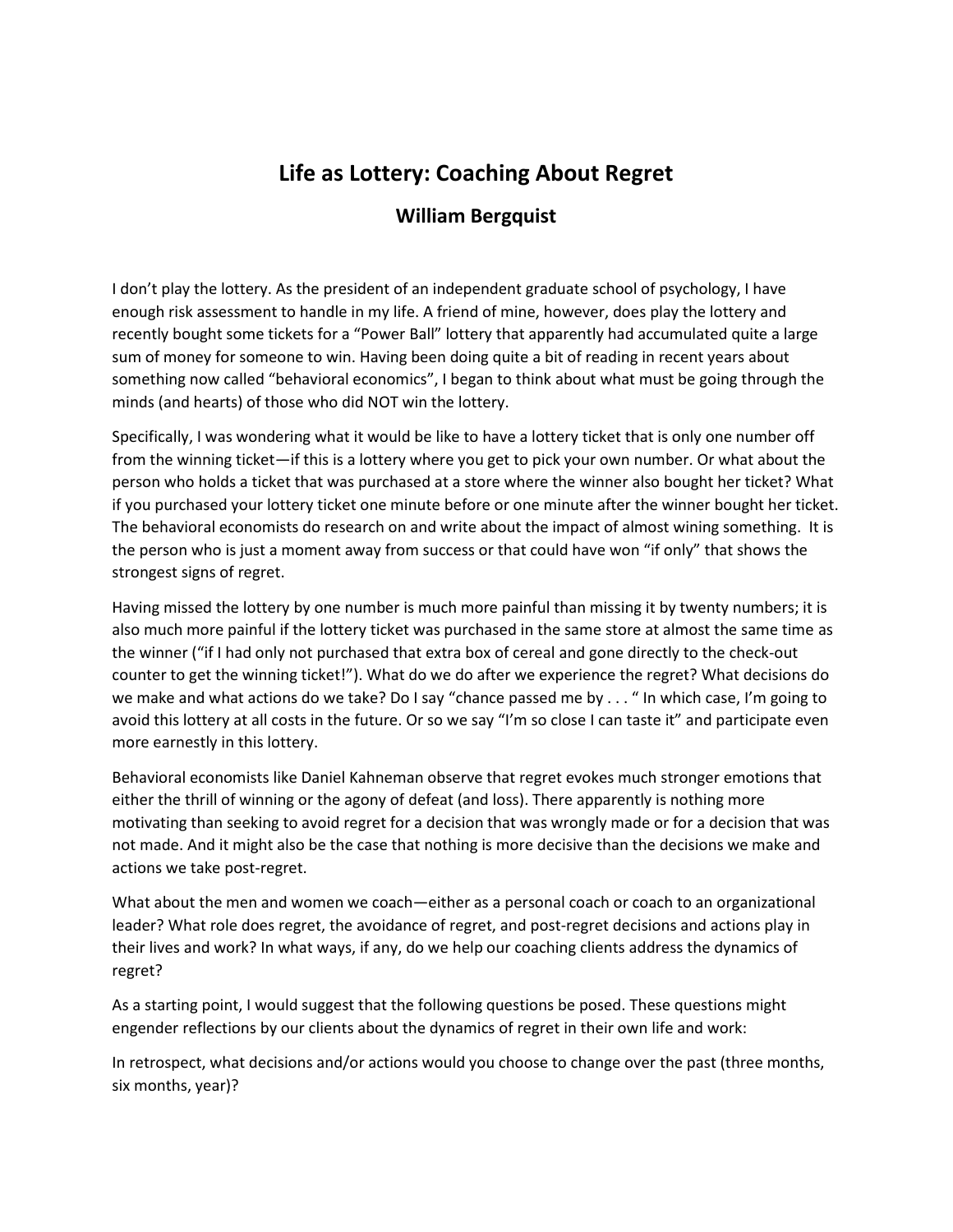# Life as Lottery: Coaching About Regret

## William Bergquist

I don't play the lottery. As the president of an independent graduate school of psychology, I have enough risk assessment to handle in my life. A friend of mine, however, does play the lottery and recently bought some tickets for a "Power Ball" lottery that apparently had accumulated quite a large sum of money for someone to win. Having been doing quite a bit of reading in recent years about something now called "behavioral economics", I began to think about what must be going through the minds (and hearts) of those who did NOT win the lottery.

Specifically, I was wondering what it would be like to have a lottery ticket that is only one number off from the winning ticket—if this is a lottery where you get to pick your own number. Or what about the person who holds a ticket that was purchased at a store where the winner also bought her ticket? What if you purchased your lottery ticket one minute before or one minute after the winner bought her ticket. The behavioral economists do research on and write about the impact of almost wining something. It is the person who is just a moment away from success or that could have won "if only" that shows the strongest signs of regret.

Having missed the lottery by one number is much more painful than missing it by twenty numbers; it is also much more painful if the lottery ticket was purchased in the same store at almost the same time as the winner ("if I had only not purchased that extra box of cereal and gone directly to the check-out counter to get the winning ticket!"). What do we do after we experience the regret? What decisions do we make and what actions do we take? Do I say "chance passed me by . . . " In which case, I'm going to avoid this lottery at all costs in the future. Or so we say "I'm so close I can taste it" and participate even more earnestly in this lottery.

Behavioral economists like Daniel Kahneman observe that regret evokes much stronger emotions that either the thrill of winning or the agony of defeat (and loss). There apparently is nothing more motivating than seeking to avoid regret for a decision that was wrongly made or for a decision that was not made. And it might also be the case that nothing is more decisive than the decisions we make and actions we take post-regret.

What about the men and women we coach—either as a personal coach or coach to an organizational leader? What role does regret, the avoidance of regret, and post-regret decisions and actions play in their lives and work? In what ways, if any, do we help our coaching clients address the dynamics of regret?

As a starting point, I would suggest that the following questions be posed. These questions might engender reflections by our clients about the dynamics of regret in their own life and work:

In retrospect, what decisions and/or actions would you choose to change over the past (three months, six months, year)?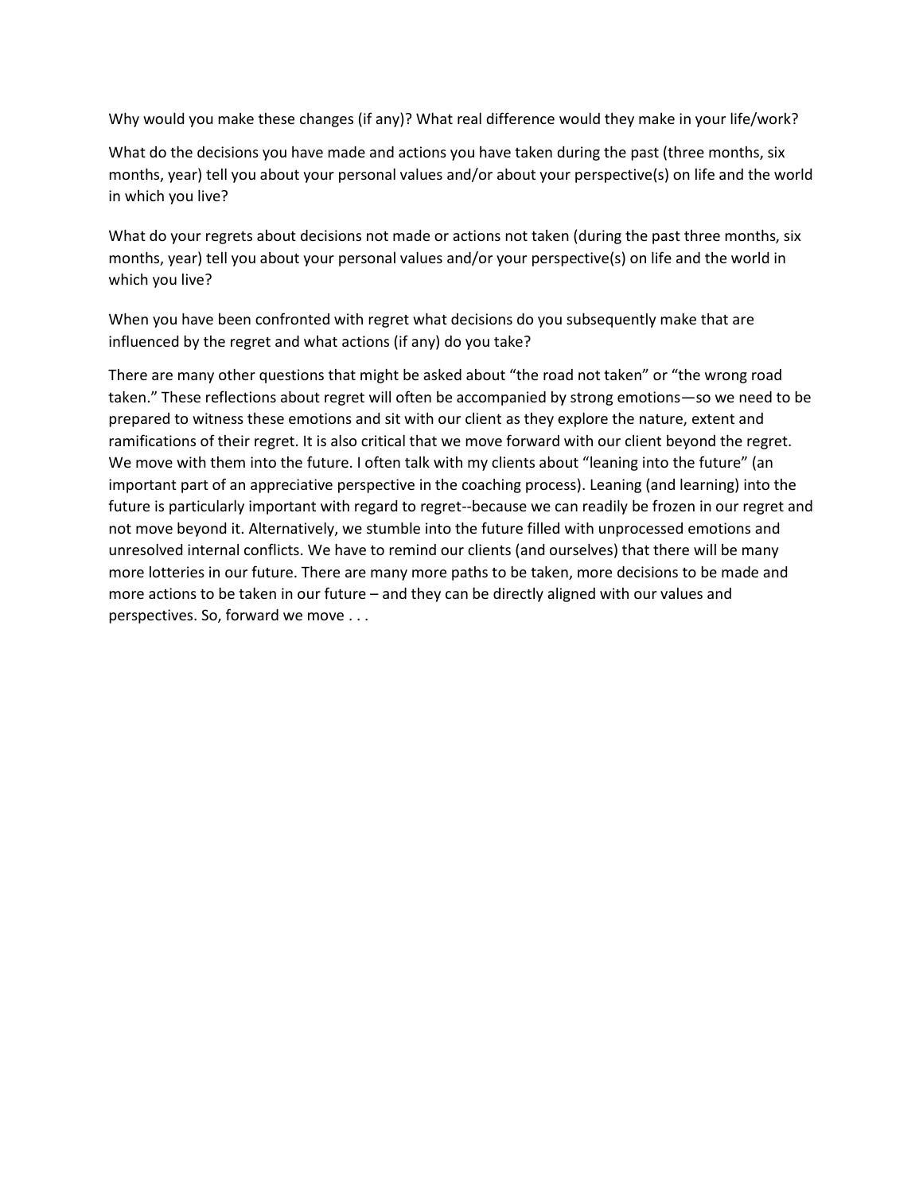Why would you make these changes (if any)? What real difference would they make in your life/work?

What do the decisions you have made and actions you have taken during the past (three months, six months, year) tell you about your personal values and/or about your perspective(s) on life and the world in which you live?

What do your regrets about decisions not made or actions not taken (during the past three months, six months, year) tell you about your personal values and/or your perspective(s) on life and the world in which you live?

When you have been confronted with regret what decisions do you subsequently make that are influenced by the regret and what actions (if any) do you take?

There are many other questions that might be asked about "the road not taken" or "the wrong road taken." These reflections about regret will often be accompanied by strong emotions—so we need to be prepared to witness these emotions and sit with our client as they explore the nature, extent and ramifications of their regret. It is also critical that we move forward with our client beyond the regret. We move with them into the future. I often talk with my clients about "leaning into the future" (an important part of an appreciative perspective in the coaching process). Leaning (and learning) into the future is particularly important with regard to regret--because we can readily be frozen in our regret and not move beyond it. Alternatively, we stumble into the future filled with unprocessed emotions and unresolved internal conflicts. We have to remind our clients (and ourselves) that there will be many more lotteries in our future. There are many more paths to be taken, more decisions to be made and more actions to be taken in our future – and they can be directly aligned with our values and perspectives. So, forward we move . . .